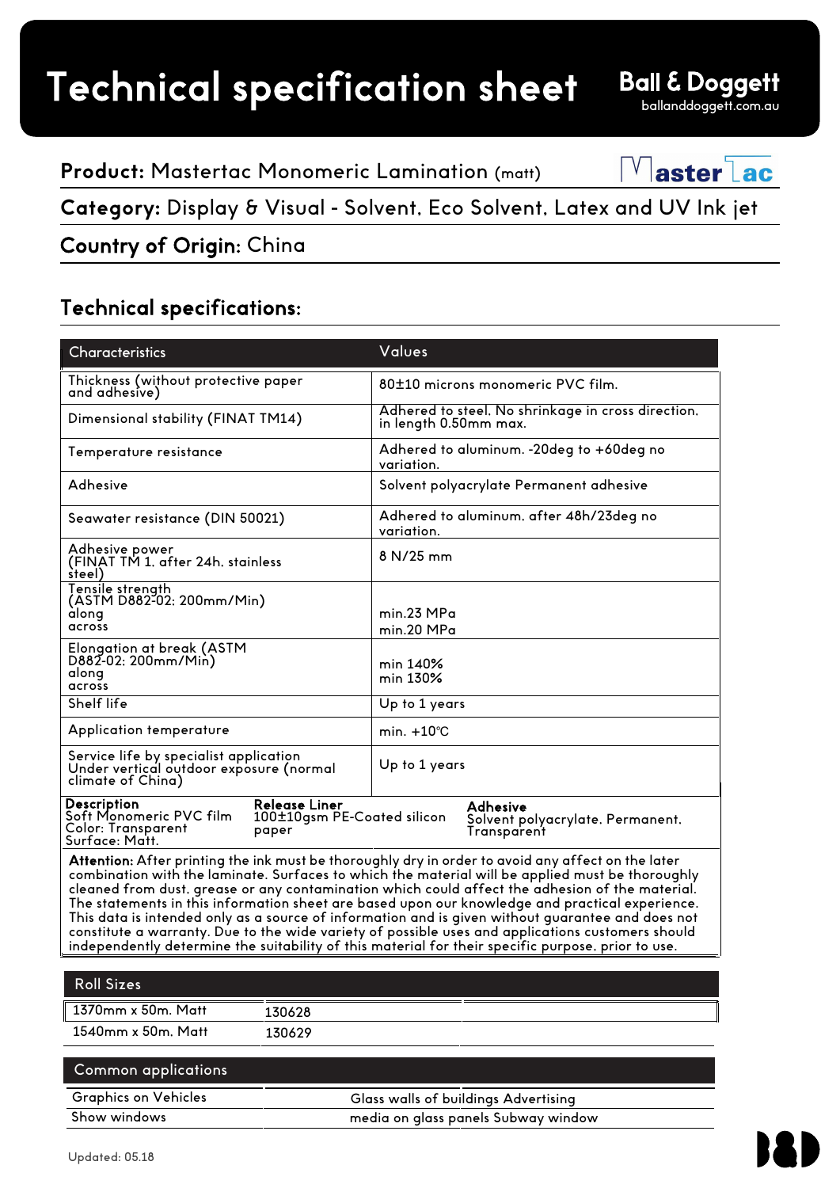# Technical specification sheet

**Ball & Doggett**
ballanddoggett.com.au

**Product:** Mastertac Monomeric Lamination (matt)

**Category:** Display & Visual - Solvent, Eco Solvent, Latex and UV Ink jet

**Country of Origin:** China

## Technical specifications:

| Characteristics | Values |
|---|---|
| Thickness (without protective paper and adhesive) | 80±10 microns monomeric PVC film. |
| Dimensional stability (FINAT TM14) | Adhered to steel. No shrinkage in cross direction. in length 0.50mm max. |
| Temperature resistance | Adhered to aluminum. -20deg to +60deg no variation. |
| Adhesive | Solvent polyacrylate Permanent adhesive |
| Seawater resistance (DIN 50021) | Adhered to aluminum. after 48h/23deg no variation. |
| Adhesive power (FINAT TM 1. after 24h. stainless steel) | 8 N/25 mm |
| Tensile strength (ASTM D882-02: 200mm/Min) along across | min.23 MPa min.20 MPa |
| Elongation at break (ASTM D882-02: 200mm/Min) along across | min 140% min 130% |
| Shelf life | Up to 1 years |
| Application temperature | min. +10℃ |
| Service life by specialist application Under vertical outdoor exposure (normal climate of China) | Up to 1 years |

| Description | Release Liner | Adhesive |
|---|---|---|
| Soft Monomeric PVC film Color: Transparent Surface: Matt. | 100±10gsm PE-Coated silicon paper | Solvent polyacrylate. Permanent. Transparent |

**Attention:** After printing the ink must be thoroughly dry in order to avoid any affect on the later combination with the laminate. Surfaces to which the material will be applied must be thoroughly cleaned from dust. grease or any contamination which could affect the adhesion of the material. The statements in this information sheet are based upon our knowledge and practical experience. This data is intended only as a source of information and is given without guarantee and does not constitute a warranty. Due to the wide variety of possible uses and applications customers should independently determine the suitability of this material for their specific purpose. prior to use.

| Roll Sizes | | |
|---|---|---|
| 1370mm x 50m. Matt | 130628 | |
| 1540mm x 50m. Matt | 130629 | |

| Common applications | |
|---|---|
| Graphics on Vehicles | Glass walls of buildings Advertising |
| Show windows | media on glass panels Subway window |

Updated: 05.18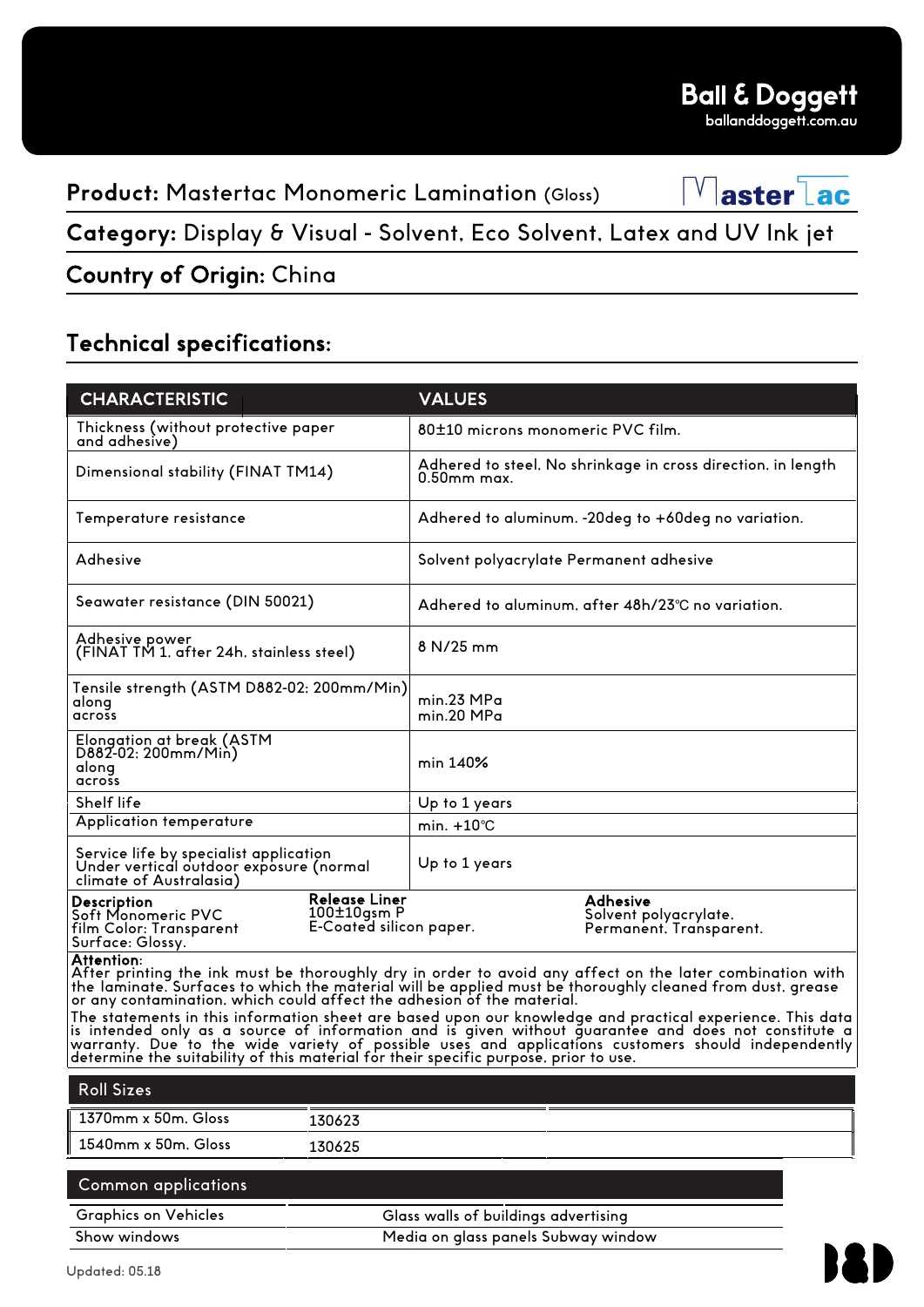Ball & Doggett
ballanddoggett.com.au

**Product:** Mastertac Monomeric Lamination (Gloss)

**Category:** Display & Visual - Solvent, Eco Solvent, Latex and UV Ink jet

**Country of Origin:** China

## Technical specifications:

| CHARACTERISTIC | VALUES |
|---|---|
| Thickness (without protective paper and adhesive) | 80±10 microns monomeric PVC film. |
| Dimensional stability (FINAT TM14) | Adhered to steel. No shrinkage in cross direction, in length 0.50mm max. |
| Temperature resistance | Adhered to aluminum. -20deg to +60deg no variation. |
| Adhesive | Solvent polyacrylate Permanent adhesive |
| Seawater resistance (DIN 50021) | Adhered to aluminum, after 48h/23℃ no variation. |
| Adhesive power (FINAT TM 1, after 24h, stainless steel) | 8 N/25 mm |
| Tensile strength (ASTM D882-02; 200mm/Min) along across | min.23 MPa min.20 MPa |
| Elongation at break (ASTM D882-02; 200mm/Min) along across | min 140% |
| Shelf life | Up to 1 years |
| Application temperature | min. +10℃ |
| Service life by specialist application Under vertical outdoor exposure (normal climate of Australasia) | Up to 1 years |

**Description**
Soft Monomeric PVC
film Color: Transparent
Surface: Glossy.

**Release Liner**
100±10gsm P
E-Coated silicon paper.

**Adhesive**
Solvent polyacrylate.
Permanent. Transparent.

**Attention:**
After printing the ink must be thoroughly dry in order to avoid any affect on the later combination with the laminate. Surfaces to which the material will be applied must be thoroughly cleaned from dust, grease or any contamination, which could affect the adhesion of the material.

The statements in this information sheet are based upon our knowledge and practical experience. This data is intended only as a source of information and is given without guarantee and does not constitute a warranty. Due to the wide variety of possible uses and applications customers should independently determine the suitability of this material for their specific purpose, prior to use.

| Roll Sizes | | |
|---|---|---|
| 1370mm x 50m, Gloss | 130623 | |
| 1540mm x 50m, Gloss | 130625 | |

| Common applications | |
|---|---|
| Graphics on Vehicles | Glass walls of buildings advertising |
| Show windows | Media on glass panels Subway window |

Updated: 05.18